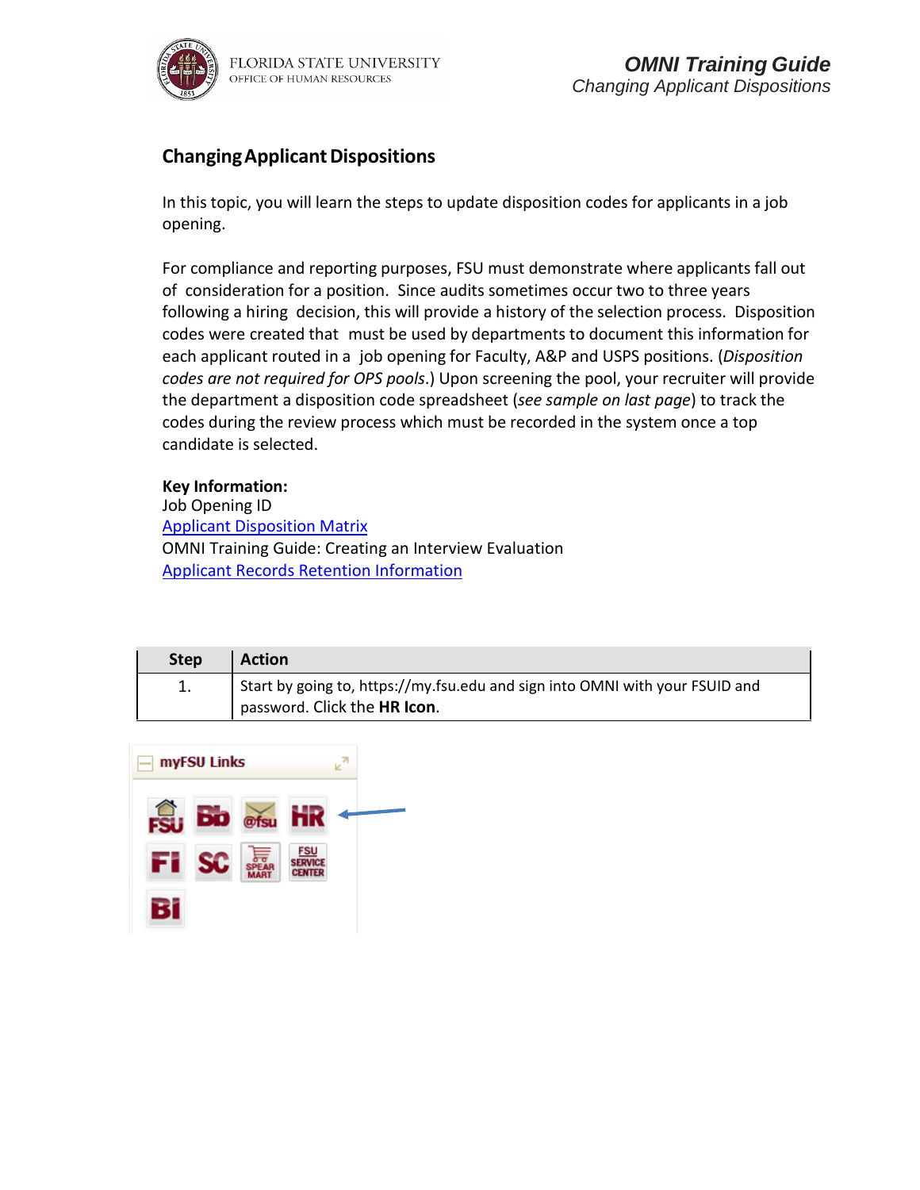# Changing Applicant Dispositions

In this topic, you will learn the steps to update disposition codes for applicants in a job opening.

For compliance and reporting purposes, FSU must demonstrate where applicants fall out of consideration for a position. Since audits sometimes occur two to three years following a hiring decision, this will provide a history of the selection process. Disposition codes were created that must be used by departments to document this information for each applicant routed in a job opening for Faculty, A&P and USPS positions. (*Disposition codes are not required for OPS pools*.) Upon screening the pool, your recruiter will provide the department a disposition code spreadsheet (*see sample on last page*) to track the codes during the review process which must be recorded in the system once a top candidate is selected.

**Key Information:**
Job Opening ID
Applicant Disposition Matrix
OMNI Training Guide: Creating an Interview Evaluation
Applicant Records Retention Information

| Step | Action |
|---|---|
| 1. | Start by going to, https://my.fsu.edu and sign into OMNI with your FSUID and password. Click the **HR Icon**. |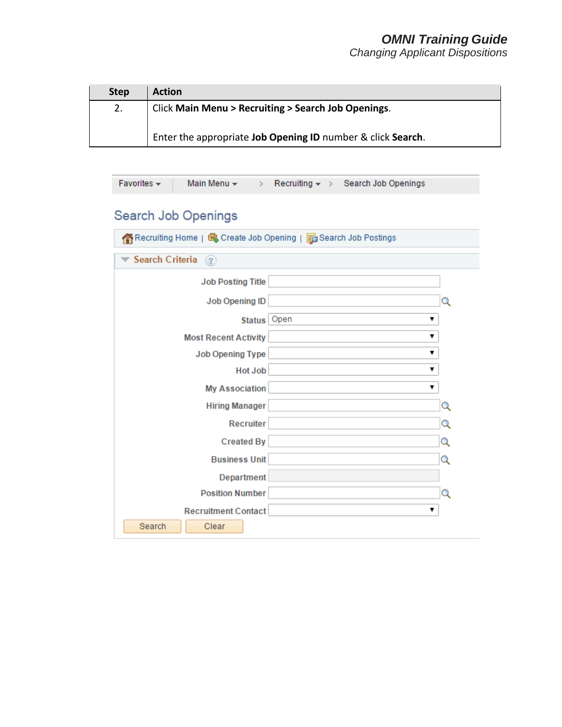| Step | Action |
| --- | --- |
| 2. | Click **Main Menu > Recruiting > Search Job Openings**.<br><br>Enter the appropriate **Job Opening ID** number & click **Search**. |

Favorites ▾ | Main Menu ▾ > Recruiting ▾ > Search Job Openings

## Search Job Openings

Recruiting Home | Create Job Opening | Search Job Postings

**Search Criteria**

- Job Posting Title
- Job Opening ID
- Status: Open
- Most Recent Activity
- Job Opening Type
- Hot Job
- My Association
- Hiring Manager
- Recruiter
- Created By
- Business Unit
- Department
- Position Number
- Recruitment Contact

Search | Clear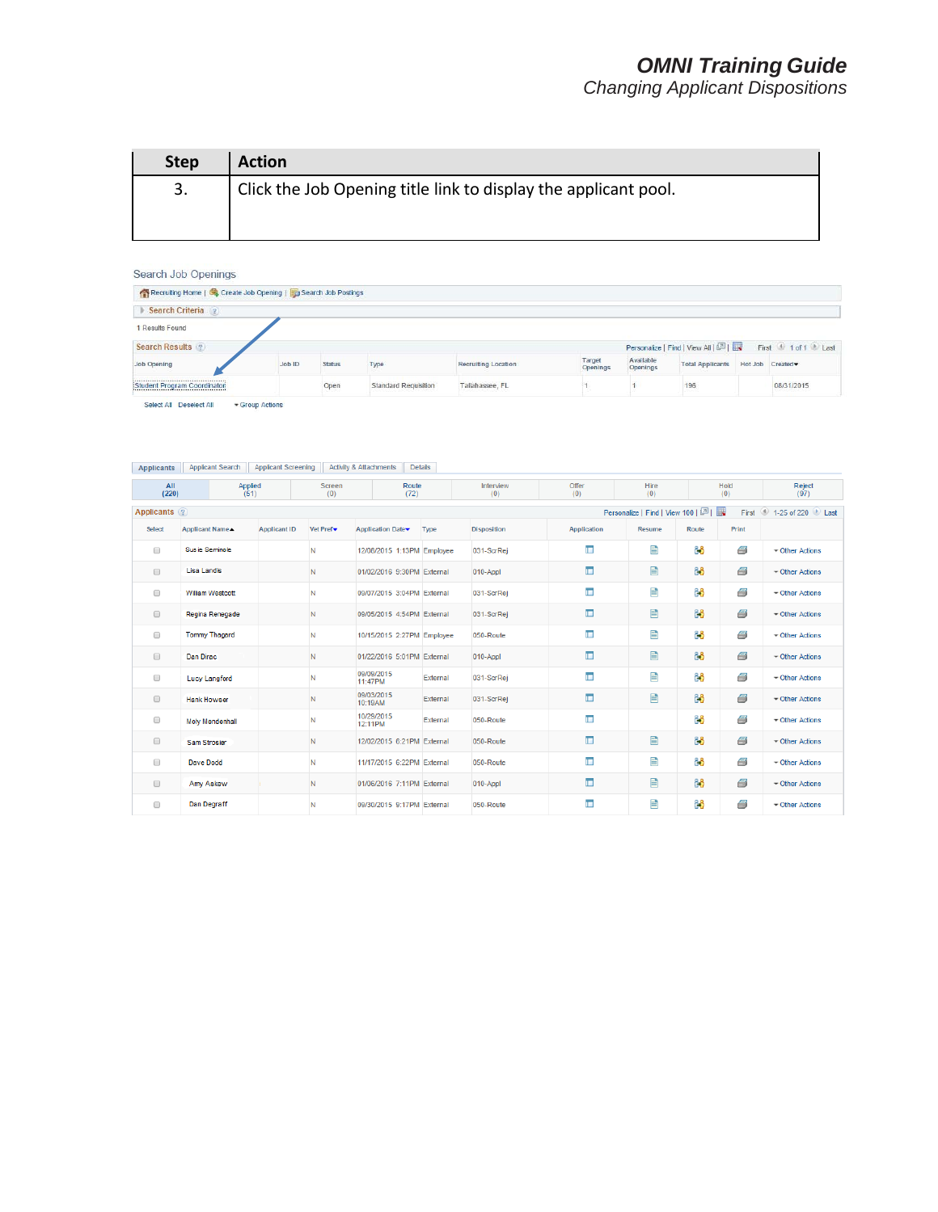| Step | Action |
|---|---|
| 3. | Click the Job Opening title link to display the applicant pool. |

Search Job Openings

Recruiting Home | Create Job Opening | Search Job Postings

Search Criteria

1 Results Found

Search Results

Personalize | Find | View All | First 1 of 1 Last

| Job Opening | Job ID | Status | Type | Recruiting Location | Target Openings | Available Openings | Total Applicants | Hot Job | Created |
|---|---|---|---|---|---|---|---|---|---|
| Student Program Coordinator | | Open | Standard Requisition | Tallahassee, FL | 1 | 1 | 196 | | 08/31/2015 |

Select All Deselect All Group Actions

Applicants | Applicant Search | Applicant Screening | Activity & Attachments | Details

| All (220) | Applied (51) | Screen (0) | Route (72) | Interview (0) | Offer (0) | Hire (0) | Hold (0) | Reject (97) |
|---|---|---|---|---|---|---|---|---|

Applicants

Personalize | Find | View 100 | First 1-25 of 220 Last

| Select | Applicant Name | Applicant ID | Vet Pref | Application Date | Type | Disposition | Application | Resume | Route | Print | |
|---|---|---|---|---|---|---|---|---|---|---|---|
| | Susie Seminole | | N | 12/06/2015 1:13PM | Employee | 031-ScrRej | | | | | Other Actions |
| | Lisa Landis | | N | 01/02/2016 9:30PM | External | 010-Appl | | | | | Other Actions |
| | William Westcott | | N | 09/07/2015 3:04PM | External | 031-ScrRej | | | | | Other Actions |
| | Regina Renegade | | N | 09/05/2015 4:54PM | External | 031-ScrRej | | | | | Other Actions |
| | Tommy Thagard | | N | 10/15/2015 2:27PM | Employee | 050-Route | | | | | Other Actions |
| | Dan Dirac | | N | 01/22/2016 5:01PM | External | 010-Appl | | | | | Other Actions |
| | Lucy Langford | | N | 09/09/2015 11:47PM | External | 031-ScrRej | | | | | Other Actions |
| | Hank Howser | | N | 09/03/2015 10:10AM | External | 031-ScrRej | | | | | Other Actions |
| | Moly Mendenhall | | N | 10/29/2015 12:11PM | External | 050-Route | | | | | Other Actions |
| | Sam Strosier | | N | 12/02/2015 6:21PM | External | 050-Route | | | | | Other Actions |
| | Dave Dodd | | N | 11/17/2015 6:22PM | External | 050-Route | | | | | Other Actions |
| | Amy Askew | | N | 01/06/2016 7:11PM | External | 010-Appl | | | | | Other Actions |
| | Dan Degraff | | N | 09/30/2015 9:17PM | External | 050-Route | | | | | Other Actions |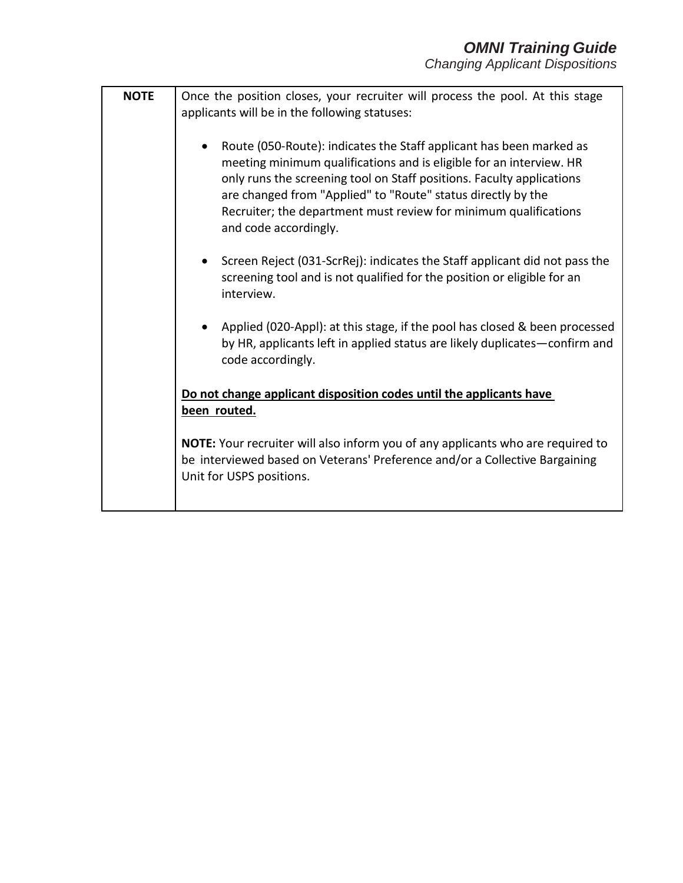| NOTE | Once the position closes, your recruiter will process the pool. At this stage applicants will be in the following statuses:<br><br>• Route (050-Route): indicates the Staff applicant has been marked as meeting minimum qualifications and is eligible for an interview. HR only runs the screening tool on Staff positions. Faculty applications are changed from "Applied" to "Route" status directly by the Recruiter; the department must review for minimum qualifications and code accordingly.<br><br>• Screen Reject (031-ScrRej): indicates the Staff applicant did not pass the screening tool and is not qualified for the position or eligible for an interview.<br><br>• Applied (020-Appl): at this stage, if the pool has closed & been processed by HR, applicants left in applied status are likely duplicates—confirm and code accordingly.<br><br>**Do not change applicant disposition codes until the applicants have been routed.**<br><br>**NOTE:** Your recruiter will also inform you of any applicants who are required to be interviewed based on Veterans' Preference and/or a Collective Bargaining Unit for USPS positions. |
|---|---|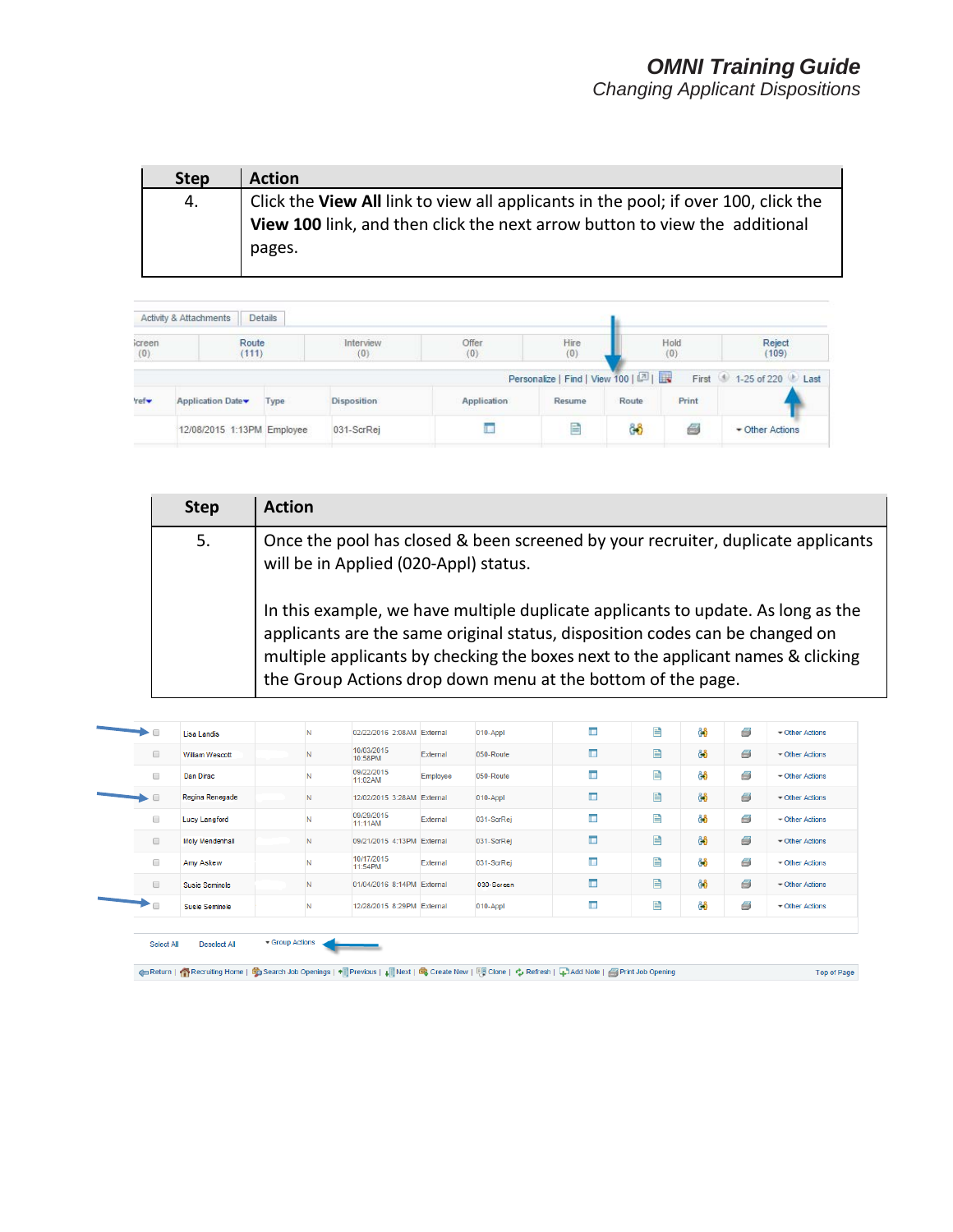| Step | Action |
|---|---|
| 4. | Click the **View All** link to view all applicants in the pool; if over 100, click the **View 100** link, and then click the next arrow button to view the additional pages. |

| Step | Action |
|---|---|
| 5. | Once the pool has closed & been screened by your recruiter, duplicate applicants will be in Applied (020-Appl) status.<br><br>In this example, we have multiple duplicate applicants to update. As long as the applicants are the same original status, disposition codes can be changed on multiple applicants by checking the boxes next to the applicant names & clicking the Group Actions drop down menu at the bottom of the page. |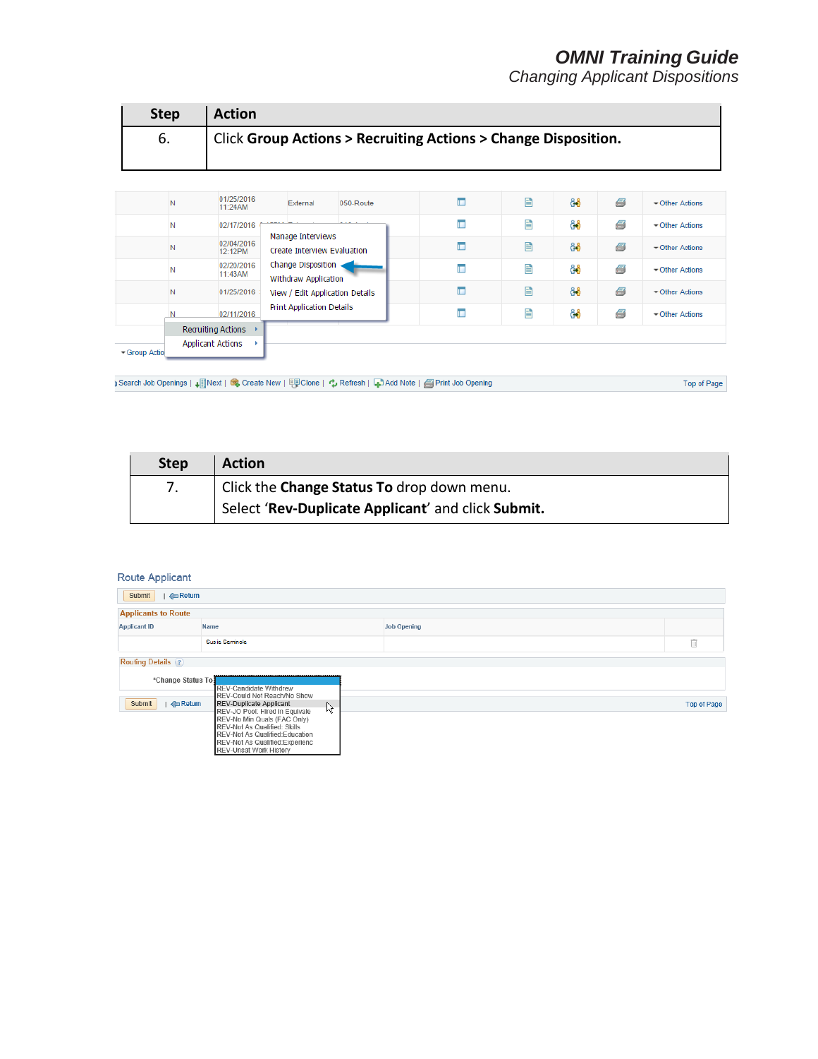| Step | Action |
| --- | --- |
| 6. | Click **Group Actions > Recruiting Actions > Change Disposition.** |

| Step | Action |
| --- | --- |
| 7. | Click the **Change Status To** drop down menu. Select '**Rev-Duplicate Applicant**' and click **Submit.** |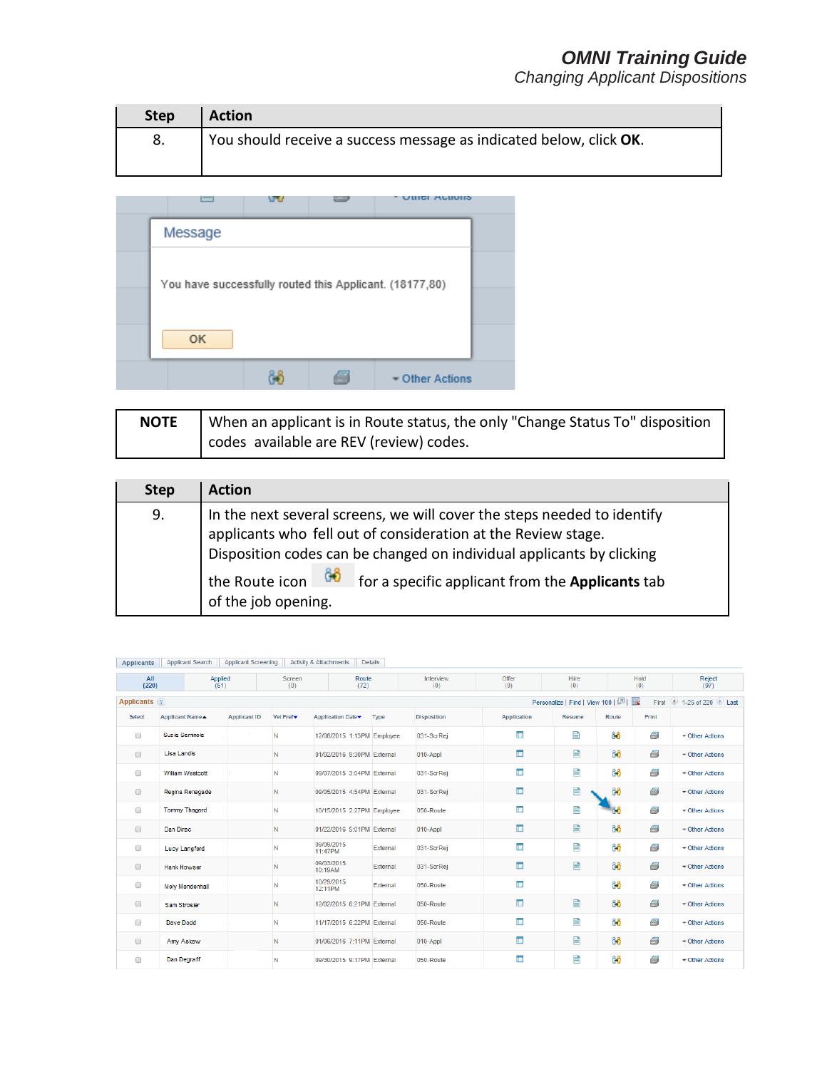| Step | Action |
| --- | --- |
| 8. | You should receive a success message as indicated below, click **OK**. |

Message

You have successfully routed this Applicant. (18177,80)

OK

| NOTE | When an applicant is in Route status, the only "Change Status To" disposition codes available are REV (review) codes. |
| --- | --- |

| Step | Action |
| --- | --- |
| 9. | In the next several screens, we will cover the steps needed to identify applicants who fell out of consideration at the Review stage. Disposition codes can be changed on individual applicants by clicking the Route icon for a specific applicant from the **Applicants** tab of the job opening. |

Applicants | Applicant Search | Applicant Screening | Activity & Attachments | Details

| All (220) | Applied (51) | Screen (0) | Route (72) | Interview (0) | Offer (0) | Hire (0) | Hold (0) | Reject (97) |
| --- | --- | --- | --- | --- | --- | --- | --- | --- |

Applicants — Personalize | Find | View 100 | First 1-25 of 220 Last

| Select | Applicant Name | Applicant ID | Vet Pref | Application Date | Type | Disposition | Application | Resume | Route | Print | |
| --- | --- | --- | --- | --- | --- | --- | --- | --- | --- | --- | --- |
| | Susie Seminole | | N | 12/06/2015 1:13PM | Employee | 031-ScrRej | | | | | Other Actions |
| | Lisa Landis | | N | 01/02/2016 9:30PM | External | 010-Appl | | | | | Other Actions |
| | William Westcott | | N | 09/07/2015 3:04PM | External | 031-ScrRej | | | | | Other Actions |
| | Regina Renegade | | N | 09/05/2015 4:54PM | External | 031-ScrRej | | | | | Other Actions |
| | Tommy Thagard | | N | 10/15/2015 2:27PM | Employee | 050-Route | | | | | Other Actions |
| | Dan Dirac | | N | 01/22/2016 5:01PM | External | 010-Appl | | | | | Other Actions |
| | Lucy Langford | | N | 09/09/2015 11:47PM | External | 031-ScrRej | | | | | Other Actions |
| | Hank Howser | | N | 09/03/2015 10:19AM | External | 031-ScrRej | | | | | Other Actions |
| | Moly Mendenhall | | N | 10/29/2015 12:11PM | External | 050-Route | | | | | Other Actions |
| | Sam Strosier | | N | 12/02/2015 6:21PM | External | 050-Route | | | | | Other Actions |
| | Dave Dodd | | N | 11/17/2015 6:22PM | External | 050-Route | | | | | Other Actions |
| | Amy Askew | | N | 01/06/2016 7:11PM | External | 010-Appl | | | | | Other Actions |
| | Dan Degraff | | N | 09/30/2015 9:17PM | External | 050-Route | | | | | Other Actions |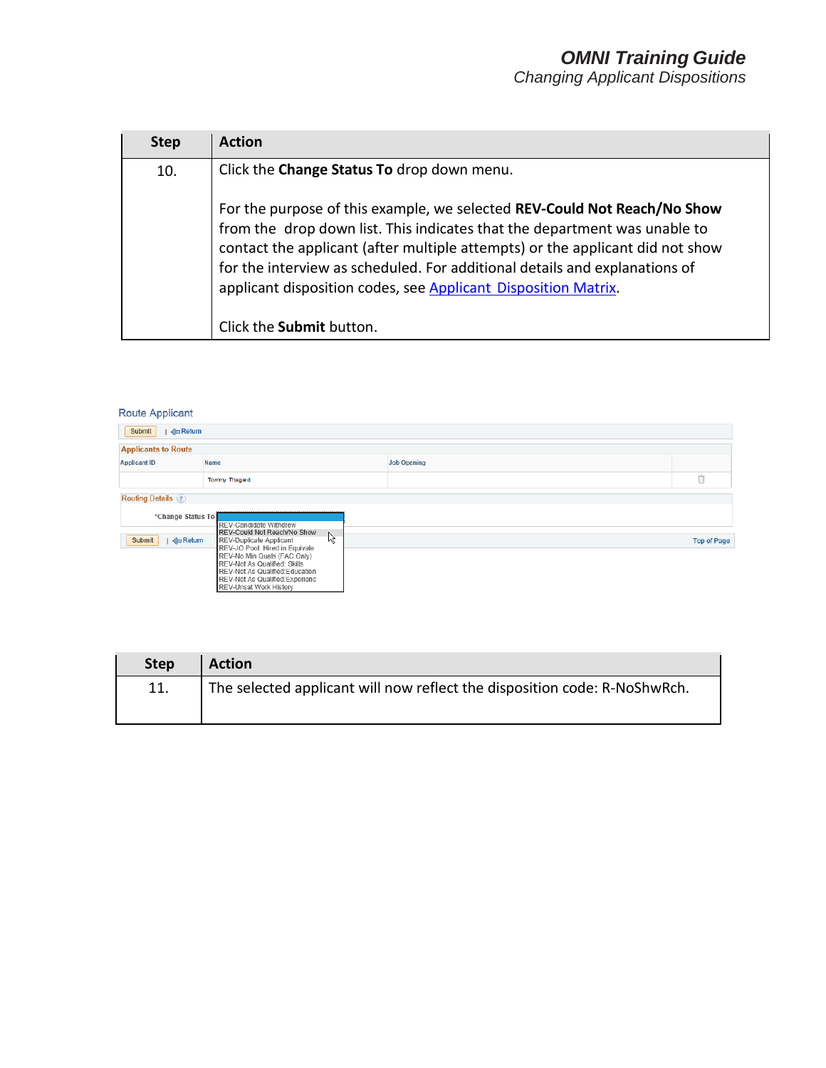| Step | Action |
| --- | --- |
| 10. | Click the **Change Status To** drop down menu.<br><br>For the purpose of this example, we selected **REV-Could Not Reach/No Show** from the drop down list. This indicates that the department was unable to contact the applicant (after multiple attempts) or the applicant did not show for the interview as scheduled. For additional details and explanations of applicant disposition codes, see [Applicant Disposition Matrix](#).<br><br>Click the **Submit** button. |

Route Applicant

Submit | Return

**Applicants to Route**

| Applicant ID | Name | Job Opening |
| --- | --- | --- |
| | Tommy Thegard | |

**Routing Details**

*Change Status To:

- REV-Candidate Withdrew
- REV-Could Not Reach/No Show
- REV-Duplicate Applicant
- REV-JO Pool: Hired in Equivale
- REV-No Min Quals (FAC Only)
- REV-Not As Qualified: Skills
- REV-Not As Qualified:Education
- REV-Not As Qualified:Experienc
- REV-Unsat Work History

Submit | Return | Top of Page

| Step | Action |
| --- | --- |
| 11. | The selected applicant will now reflect the disposition code: R-NoShwRch. |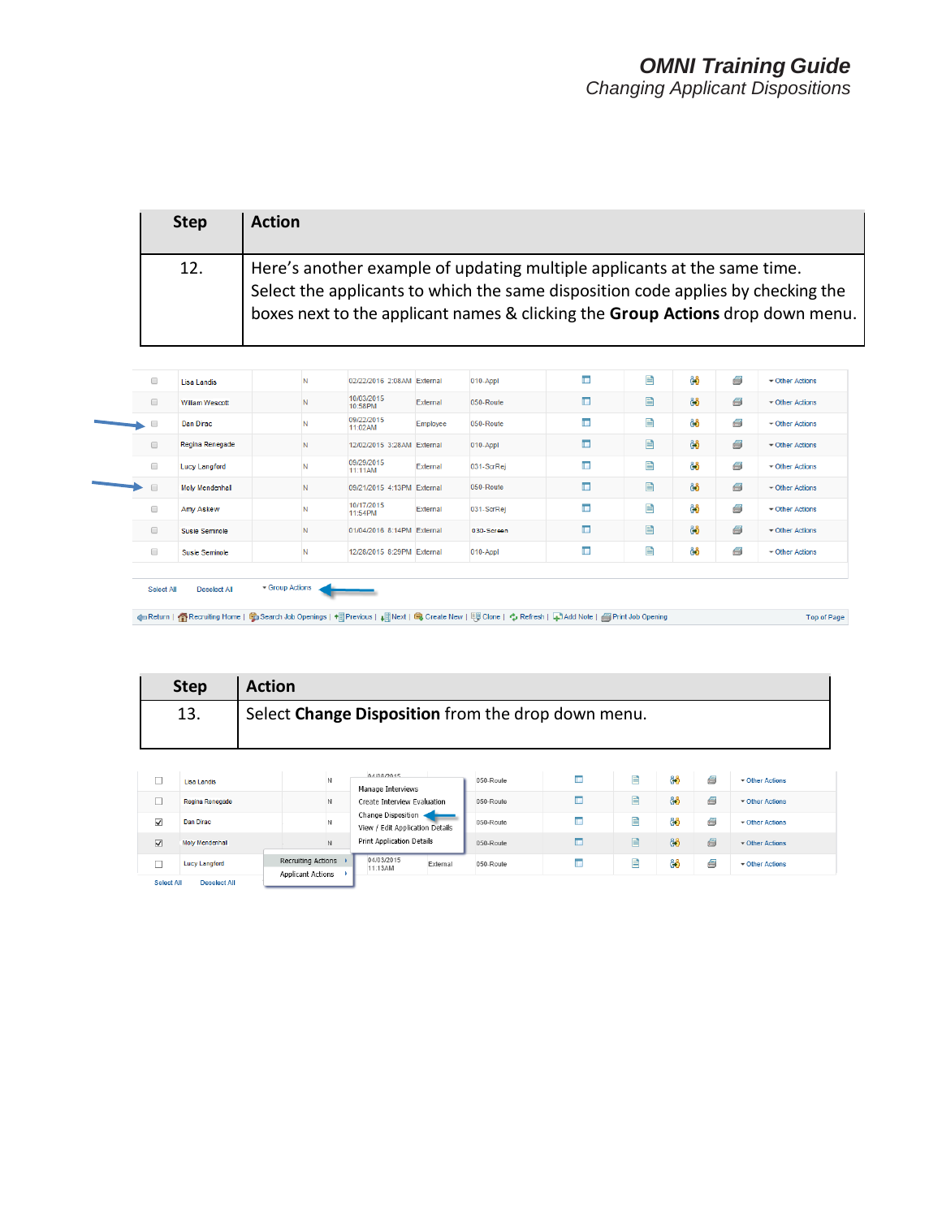| Step | Action |
| --- | --- |
| 12. | Here's another example of updating multiple applicants at the same time. Select the applicants to which the same disposition code applies by checking the boxes next to the applicant names & clicking the **Group Actions** drop down menu. |

| Step | Action |
| --- | --- |
| 13. | Select **Change Disposition** from the drop down menu. |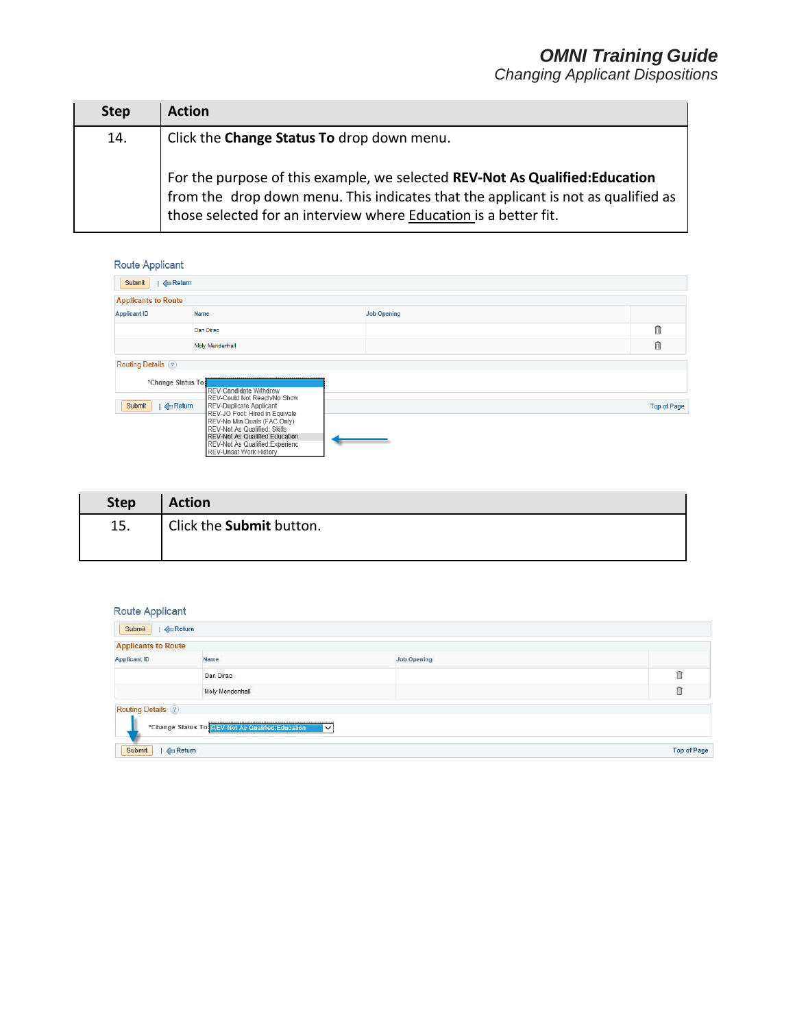| Step | Action |
|---|---|
| 14. | Click the **Change Status To** drop down menu.<br><br>For the purpose of this example, we selected **REV-Not As Qualified:Education** from the drop down menu. This indicates that the applicant is not as qualified as those selected for an interview where Education is a better fit. |

| Step | Action |
|---|---|
| 15. | Click the **Submit** button. |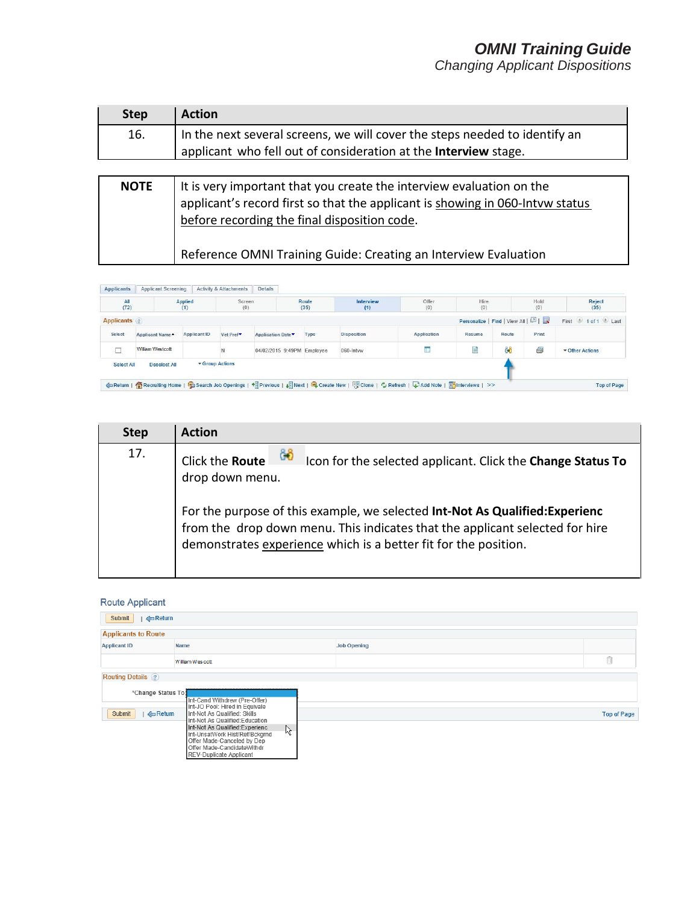| Step | Action |
|---|---|
| 16. | In the next several screens, we will cover the steps needed to identify an applicant who fell out of consideration at the **Interview** stage. |

| NOTE | It is very important that you create the interview evaluation on the applicant's record first so that the applicant is showing in 060-Intvw status before recording the final disposition code.<br><br>Reference OMNI Training Guide: Creating an Interview Evaluation |
|---|---|

| Step | Action |
|---|---|
| 17. | Click the **Route** Icon for the selected applicant. Click the **Change Status To** drop down menu.<br><br>For the purpose of this example, we selected **Int-Not As Qualified:Experienc** from the drop down menu. This indicates that the applicant selected for hire demonstrates experience which is a better fit for the position. |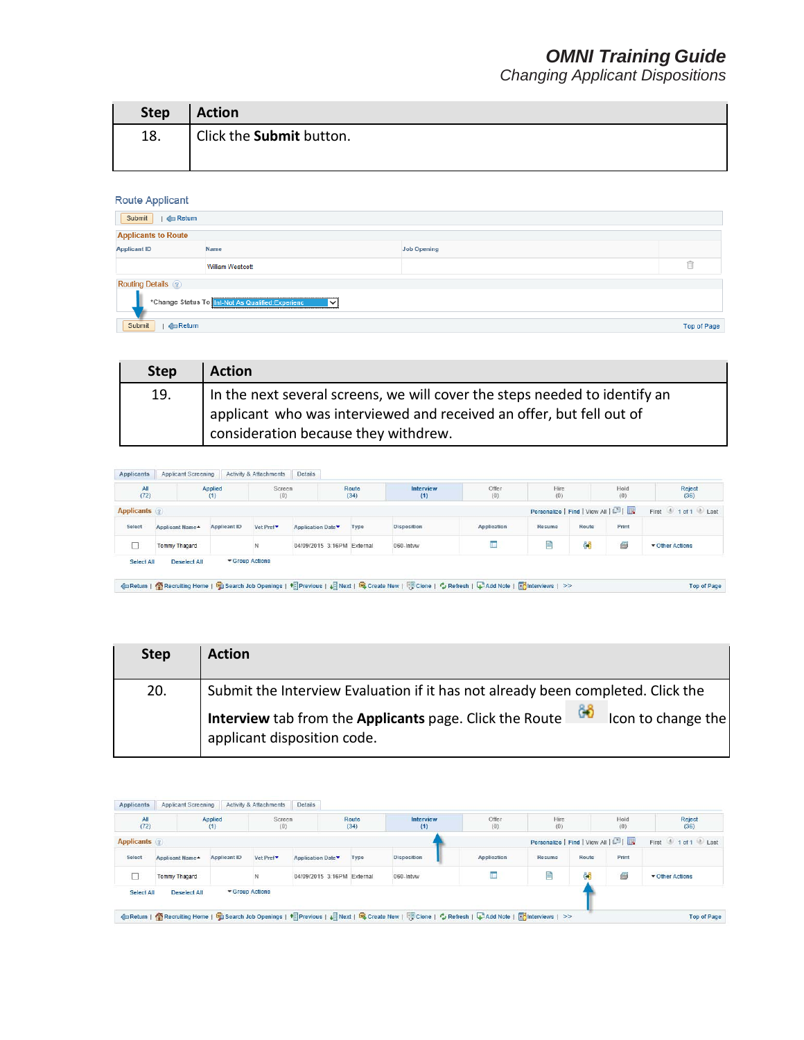| Step | Action |
| --- | --- |
| 18. | Click the **Submit** button. |

Route Applicant

Submit | Return

**Applicants to Route**

| Applicant ID | Name | Job Opening |
| --- | --- | --- |
| | William Westcott | |

Routing Details

*Change Status To Int-Not As Qualified-Experienc

Submit | Return                                                                Top of Page

| Step | Action |
| --- | --- |
| 19. | In the next several screens, we will cover the steps needed to identify an applicant who was interviewed and received an offer, but fell out of consideration because they withdrew. |

Applicants | Applicant Screening | Activity & Attachments | Details

| All (72) | Applied (1) | Screen (0) | Route (34) | Interview (1) | Offer (0) | Hire (0) | Hold (0) | Reject (36) |
| --- | --- | --- | --- | --- | --- | --- | --- | --- |

**Applicants**          Personalize | Find | View All |          First 1 of 1 Last

| Select | Applicant Name | Applicant ID | Vet Pref | Application Date | Type | Disposition | Application | Resume | Route | Print | |
| --- | --- | --- | --- | --- | --- | --- | --- | --- | --- | --- | --- |
| ☐ | Tommy Thagard | | N | 04/09/2015 3:16PM | External | 060-Intvw | | | | | Other Actions |

Select All   Deselect All   Group Actions

Return | Recruiting Home | Search Job Openings | Previous | Next | Create New | Clone | Refresh | Add Note | Interviews | >>          Top of Page

| Step | Action |
| --- | --- |
| 20. | Submit the Interview Evaluation if it has not already been completed. Click the **Interview** tab from the **Applicants** page. Click the Route Icon to change the applicant disposition code. |

Applicants | Applicant Screening | Activity & Attachments | Details

| All (72) | Applied (1) | Screen (0) | Route (34) | Interview (1) | Offer (0) | Hire (0) | Hold (0) | Reject (36) |
| --- | --- | --- | --- | --- | --- | --- | --- | --- |

**Applicants**          Personalize | Find | View All |          First 1 of 1 Last

| Select | Applicant Name | Applicant ID | Vet Pref | Application Date | Type | Disposition | Application | Resume | Route | Print | |
| --- | --- | --- | --- | --- | --- | --- | --- | --- | --- | --- | --- |
| ☐ | Tommy Thagard | | N | 04/09/2015 3:16PM | External | 060-Intvw | | | | | Other Actions |

Select All   Deselect All   Group Actions

Return | Recruiting Home | Search Job Openings | Previous | Next | Create New | Clone | Refresh | Add Note | Interviews | >>          Top of Page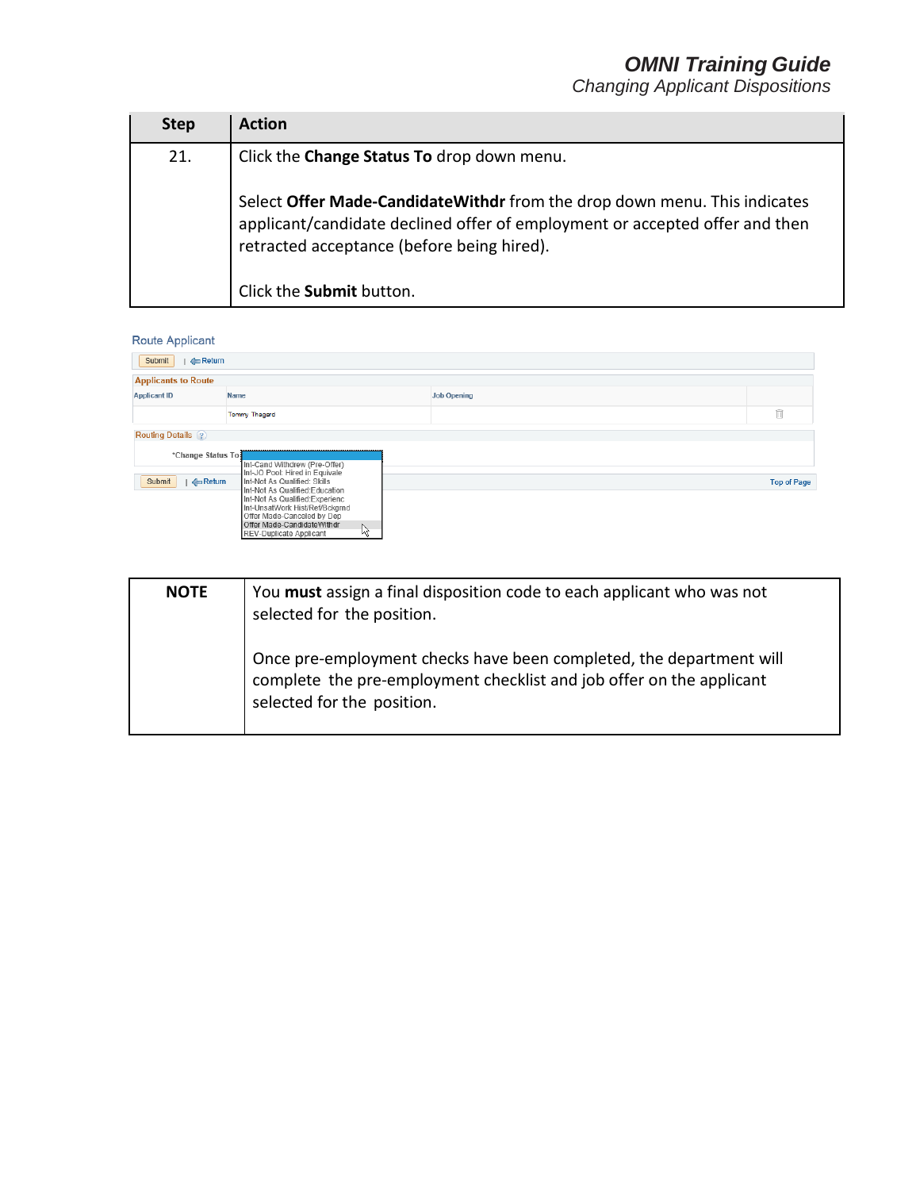| Step | Action |
|---|---|
| 21. | Click the **Change Status To** drop down menu.<br><br>Select **Offer Made-CandidateWithdr** from the drop down menu. This indicates applicant/candidate declined offer of employment or accepted offer and then retracted acceptance (before being hired).<br><br>Click the **Submit** button. |

Route Applicant

Submit | Return

**Applicants to Route**

| Applicant ID | Name | Job Opening |
|---|---|---|
| | Tommy Thagard | |

Routing Details

*Change Status To:

- Inl-Cand Withdrew (Pre-Offer)
- Inl-JO Pool: Hired in Equivale
- Inl-Not As Qualified: Skills
- Inl-Not As Qualified:Education
- Inl-Not As Qualified:Experienc
- Inl-UnsatWork Hist/Ref/Bckgrnd
- Offer Made-Canceled by Dep
- Offer Made-CandidateWithdr
- REV-Duplicate Applicant

Submit | Return | Top of Page

| NOTE | You **must** assign a final disposition code to each applicant who was not selected for the position.<br><br>Once pre-employment checks have been completed, the department will complete the pre-employment checklist and job offer on the applicant selected for the position. |
|---|---|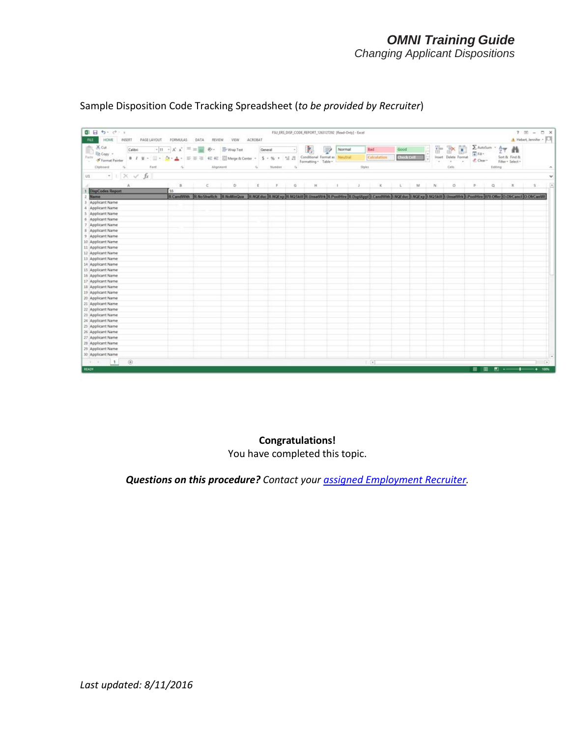Sample Disposition Code Tracking Spreadsheet (*to be provided by Recruiter*)

|  | A | B | C | D | E | F | G | H | I | J | K | L | M | N | O | P | Q | R | S |
|---|---|---|---|---|---|---|---|---|---|---|---|---|---|---|---|---|---|---|---|
| 1 | DispCodes Report | 55 | | | | | | | | | | | | | | | | | |
| 2 | Name | R.CandWith | R.NoShwRch | R.NoMinQua | R.NQEduc | R.NQExp | R.NQSkill | R.UnsatWrk | R.PoolHire | R.DuplAppl | I.CandWith | I.NQEduc | I.NQExp | I.NQSkill | I.UnsatWrk | I.PoolHire | 870.Offer | O.OfrCancl | O.OfrCanWi |
| 3 | Applicant Name | | | | | | | | | | | | | | | | | | |
| 4 | Applicant Name | | | | | | | | | | | | | | | | | | |
| 5 | Applicant Name | | | | | | | | | | | | | | | | | | |
| 6 | Applicant Name | | | | | | | | | | | | | | | | | | |
| 7 | Applicant Name | | | | | | | | | | | | | | | | | | |
| 8 | Applicant Name | | | | | | | | | | | | | | | | | | |
| 9 | Applicant Name | | | | | | | | | | | | | | | | | | |
| 10 | Applicant Name | | | | | | | | | | | | | | | | | | |
| 11 | Applicant Name | | | | | | | | | | | | | | | | | | |
| 12 | Applicant Name | | | | | | | | | | | | | | | | | | |
| 13 | Applicant Name | | | | | | | | | | | | | | | | | | |
| 14 | Applicant Name | | | | | | | | | | | | | | | | | | |
| 15 | Applicant Name | | | | | | | | | | | | | | | | | | |
| 16 | Applicant Name | | | | | | | | | | | | | | | | | | |
| 17 | Applicant Name | | | | | | | | | | | | | | | | | | |
| 18 | Applicant Name | | | | | | | | | | | | | | | | | | |
| 19 | Applicant Name | | | | | | | | | | | | | | | | | | |
| 20 | Applicant Name | | | | | | | | | | | | | | | | | | |
| 21 | Applicant Name | | | | | | | | | | | | | | | | | | |
| 22 | Applicant Name | | | | | | | | | | | | | | | | | | |
| 23 | Applicant Name | | | | | | | | | | | | | | | | | | |
| 24 | Applicant Name | | | | | | | | | | | | | | | | | | |
| 25 | Applicant Name | | | | | | | | | | | | | | | | | | |
| 26 | Applicant Name | | | | | | | | | | | | | | | | | | |
| 27 | Applicant Name | | | | | | | | | | | | | | | | | | |
| 28 | Applicant Name | | | | | | | | | | | | | | | | | | |
| 29 | Applicant Name | | | | | | | | | | | | | | | | | | |
| 30 | Applicant Name | | | | | | | | | | | | | | | | | | |

**Congratulations!**

You have completed this topic.

***Questions on this procedure?*** *Contact your [assigned Employment Recruiter](assigned Employment Recruiter).*

*Last updated: 8/11/2016*